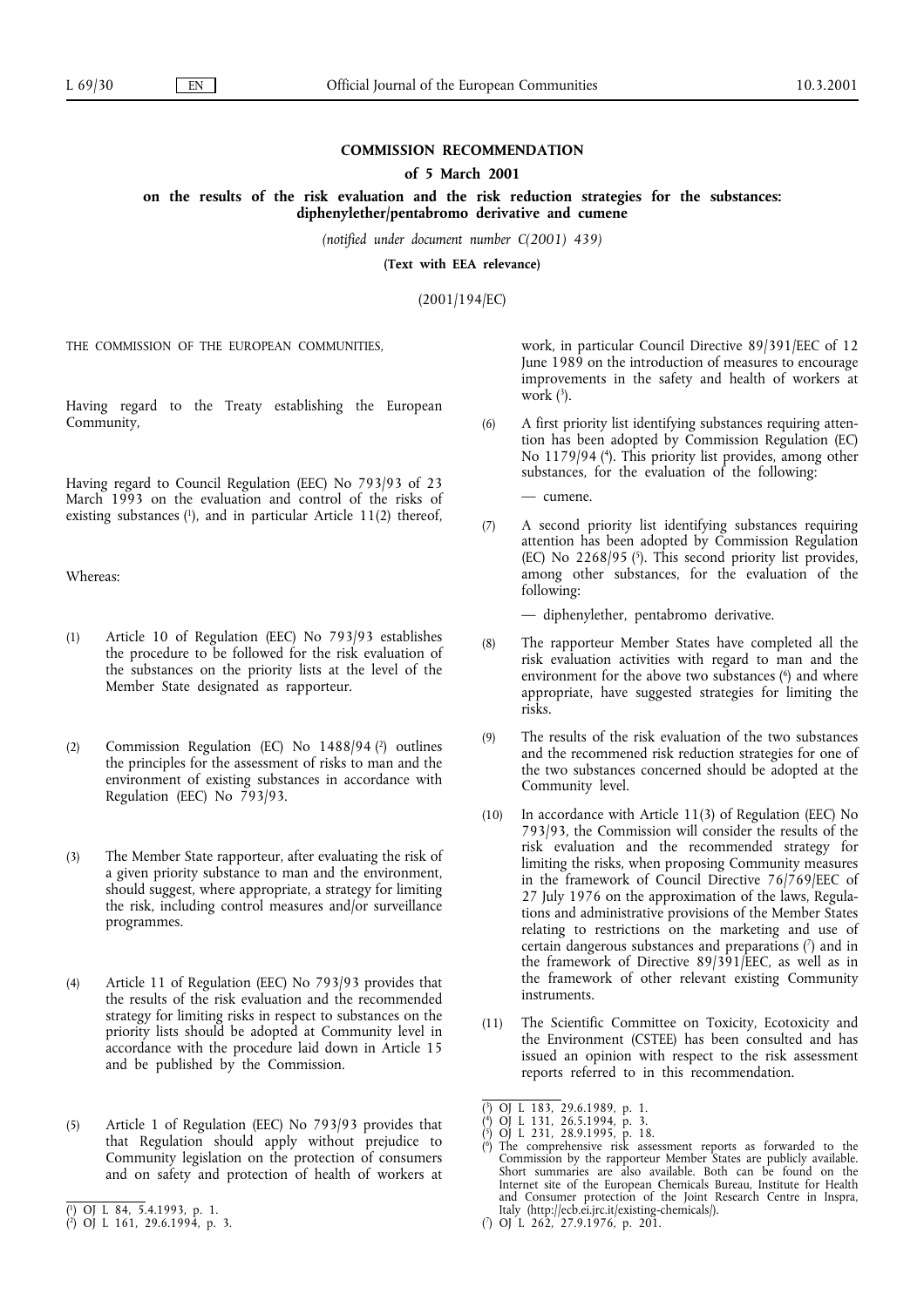## COMMISSION RECOMMENDATION

### of 5 March 2001

### on the results of the risk evaluation and the risk reduction strategies for the substances: diphenylether/pentabromo derivative and cumene

*(notified under document number C(2001) 439)*

**(Text with EEA relevance)**

(2001/194/EC)

THE COMMISSION OF THE EUROPEAN COMMUNITIES,

Having regard to the Treaty establishing the European Community,

Having regard to Council Regulation (EEC) No 793/93 of 23 March 1993 on the evaluation and control of the risks of existing substances [1], and in particular Article 11(2) thereof,

Whereas:

(1) Article 10 of Regulation (EEC) No 793/93 establishes the procedure to be followed for the risk evaluation of the substances on the priority lists at the level of the Member State designated as rapporteur.

(2) Commission Regulation (EC) No 1488/94 [2] outlines the principles for the assessment of risks to man and the environment of existing substances in accordance with Regulation (EEC) No 793/93.

(3) The Member State rapporteur, after evaluating the risk of a given priority substance to man and the environment, should suggest, where appropriate, a strategy for limiting the risk, including control measures and/or surveillance programmes.

(4) Article 11 of Regulation (EEC) No 793/93 provides that the results of the risk evaluation and the recommended strategy for limiting risks in respect to substances on the priority lists should be adopted at Community level in accordance with the procedure laid down in Article 15 and be published by the Commission.

(5) Article 1 of Regulation (EEC) No 793/93 provides that that Regulation should apply without prejudice to Community legislation on the protection of consumers and on safety and protection of health of workers at work, in particular Council Directive 89/391/EEC of 12 June 1989 on the introduction of measures to encourage improvements in the safety and health of workers at work [3].

(6) A first priority list identifying substances requiring attention has been adopted by Commission Regulation (EC) No 1179/94 [4]. This priority list provides, among other substances, for the evaluation of the following:

— cumene.

(7) A second priority list identifying substances requiring attention has been adopted by Commission Regulation (EC) No 2268/95 [5]. This second priority list provides, among other substances, for the evaluation of the following:

— diphenylether, pentabromo derivative.

(8) The rapporteur Member States have completed all the risk evaluation activities with regard to man and the environment for the above two substances [6] and where appropriate, have suggested strategies for limiting the risks.

(9) The results of the risk evaluation of the two substances and the recommened risk reduction strategies for one of the two substances concerned should be adopted at the Community level.

(10) In accordance with Article 11(3) of Regulation (EEC) No 793/93, the Commission will consider the results of the risk evaluation and the recommended strategy for limiting the risks, when proposing Community measures in the framework of Council Directive 76/769/EEC of 27 July 1976 on the approximation of the laws, Regulations and administrative provisions of the Member States relating to restrictions on the marketing and use of certain dangerous substances and preparations [7] and in the framework of Directive 89/391/EEC, as well as in the framework of other relevant existing Community instruments.

(11) The Scientific Committee on Toxicity, Ecotoxicity and the Environment (CSTEE) has been consulted and has issued an opinion with respect to the risk assessment reports referred to in this recommendation.

---

[1] OJ L 84, 5.4.1993, p. 1.
[2] OJ L 161, 29.6.1994, p. 3.
[3] OJ L 183, 29.6.1989, p. 1.
[4] OJ L 131, 26.5.1994, p. 3.
[5] OJ L 231, 28.9.1995, p. 18.
[6] The comprehensive risk assessment reports as forwarded to the Commission by the rapporteur Member States are publicly available. Short summaries are also available. Both can be found on the Internet site of the European Chemicals Bureau, Institute for Health and Consumer protection of the Joint Research Centre in Inspra, Italy (http://ecb.ei.jrc.it/existing-chemicals/).
[7] OJ L 262, 27.9.1976, p. 201.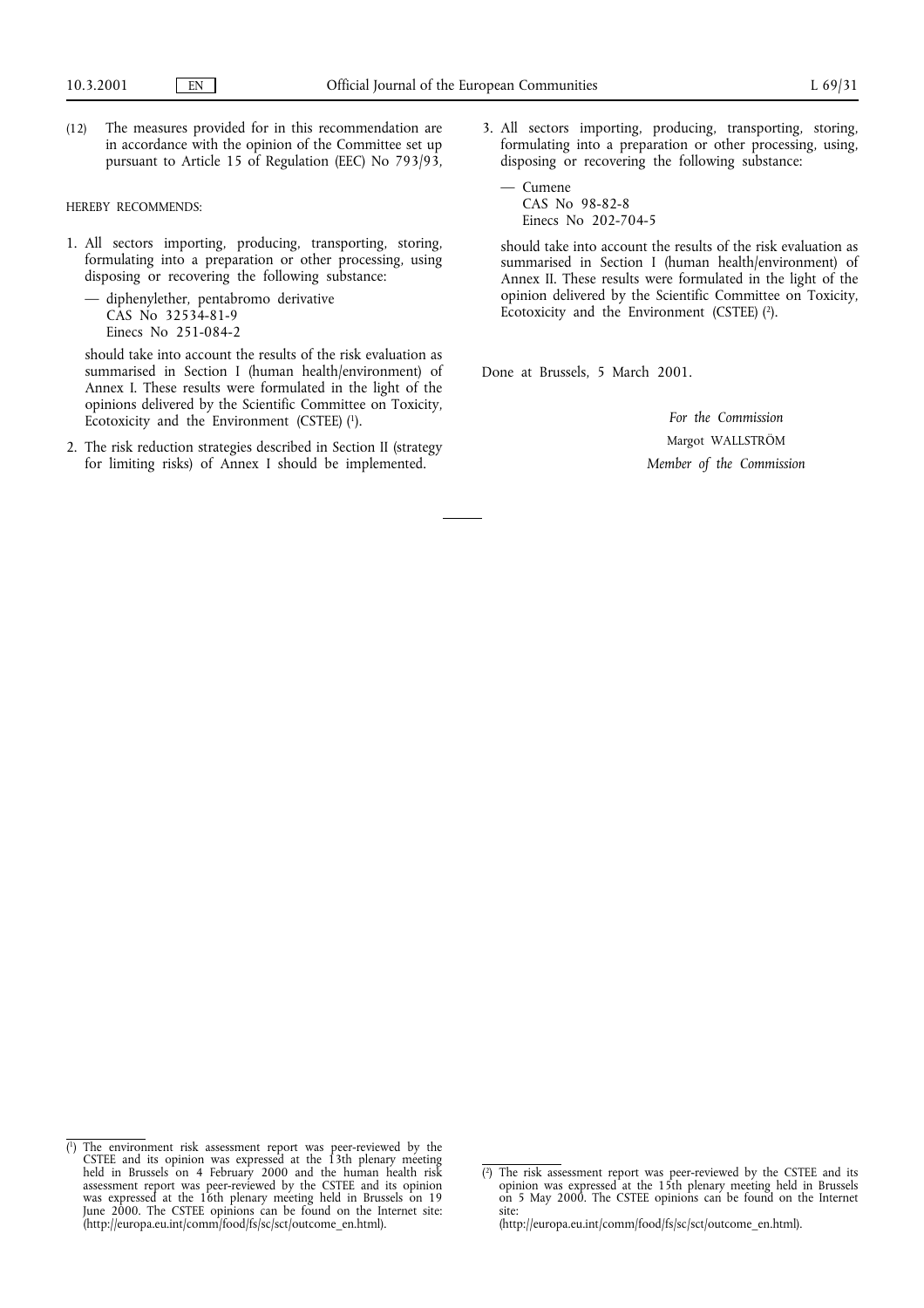(12) The measures provided for in this recommendation are in accordance with the opinion of the Committee set up pursuant to Article 15 of Regulation (EEC) No 793/93,

HEREBY RECOMMENDS:

1. All sectors importing, producing, transporting, storing, formulating into a preparation or other processing, using disposing or recovering the following substance:

   — diphenylether, pentabromo derivative
   CAS No 32534-81-9
   Einecs No 251-084-2

   should take into account the results of the risk evaluation as summarised in Section I (human health/environment) of Annex I. These results were formulated in the light of the opinions delivered by the Scientific Committee on Toxicity, Ecotoxicity and the Environment (CSTEE) [1].

2. The risk reduction strategies described in Section II (strategy for limiting risks) of Annex I should be implemented.

3. All sectors importing, producing, transporting, storing, formulating into a preparation or other processing, using, disposing or recovering the following substance:

   — Cumene
   CAS No 98-82-8
   Einecs No 202-704-5

   should take into account the results of the risk evaluation as summarised in Section I (human health/environment) of Annex II. These results were formulated in the light of the opinion delivered by the Scientific Committee on Toxicity, Ecotoxicity and the Environment (CSTEE) [2].

Done at Brussels, 5 March 2001.

*For the Commission*

Margot WALLSTRÖM

*Member of the Commission*

---

[1] The environment risk assessment report was peer-reviewed by the CSTEE and its opinion was expressed at the 13th plenary meeting held in Brussels on 4 February 2000 and the human health risk assessment report was peer-reviewed by the CSTEE and its opinion was expressed at the 16th plenary meeting held in Brussels on 19 June 2000. The CSTEE opinions can be found on the Internet site: (http://europa.eu.int/comm/food/fs/sc/sct/outcome_en.html).

[2] The risk assessment report was peer-reviewed by the CSTEE and its opinion was expressed at the 15th plenary meeting held in Brussels on 5 May 2000. The CSTEE opinions can be found on the Internet site: (http://europa.eu.int/comm/food/fs/sc/sct/outcome_en.html).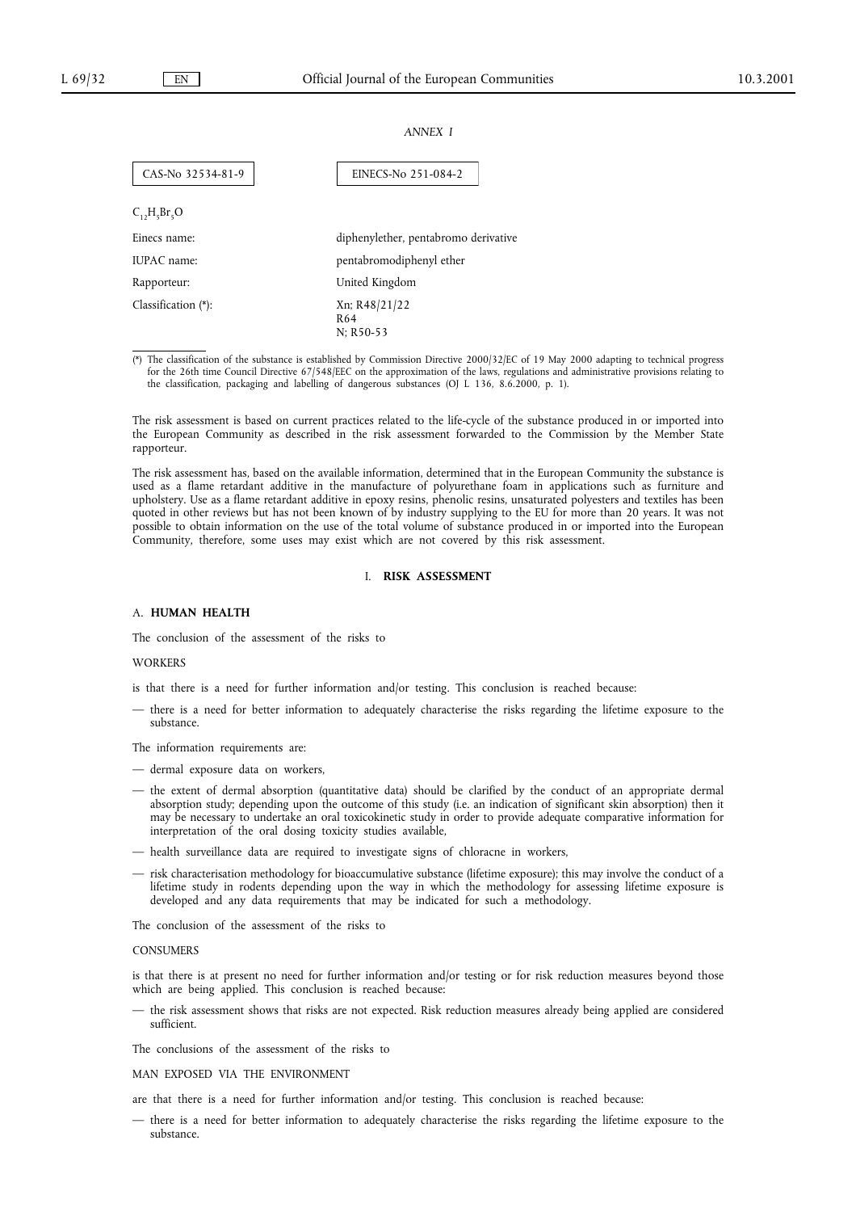*ANNEX I*

| CAS-No 32534-81-9 | EINECS-No 251-084-2 |
|---|---|

$C_{12}H_5Br_5O$

| | |
|---|---|
| Einecs name: | diphenylether, pentabromo derivative |
| IUPAC name: | pentabromodiphenyl ether |
| Rapporteur: | United Kingdom |
| Classification (*): | Xn; R48/21/22<br>R64<br>N; R50-53 |

(*) The classification of the substance is established by Commission Directive 2000/32/EC of 19 May 2000 adapting to technical progress for the 26th time Council Directive 67/548/EEC on the approximation of the laws, regulations and administrative provisions relating to the classification, packaging and labelling of dangerous substances (OJ L 136, 8.6.2000, p. 1).

The risk assessment is based on current practices related to the life-cycle of the substance produced in or imported into the European Community as described in the risk assessment forwarded to the Commission by the Member State rapporteur.

The risk assessment has, based on the available information, determined that in the European Community the substance is used as a flame retardant additive in the manufacture of polyurethane foam in applications such as furniture and upholstery. Use as a flame retardant additive in epoxy resins, phenolic resins, unsaturated polyesters and textiles has been quoted in other reviews but has not been known of by industry supplying to the EU for more than 20 years. It was not possible to obtain information on the use of the total volume of substance produced in or imported into the European Community, therefore, some uses may exist which are not covered by this risk assessment.

## I. RISK ASSESSMENT

### A. HUMAN HEALTH

The conclusion of the assessment of the risks to

WORKERS

is that there is a need for further information and/or testing. This conclusion is reached because:

— there is a need for better information to adequately characterise the risks regarding the lifetime exposure to the substance.

The information requirements are:

— dermal exposure data on workers,

— the extent of dermal absorption (quantitative data) should be clarified by the conduct of an appropriate dermal absorption study; depending upon the outcome of this study (i.e. an indication of significant skin absorption) then it may be necessary to undertake an oral toxicokinetic study in order to provide adequate comparative information for interpretation of the oral dosing toxicity studies available,

— health surveillance data are required to investigate signs of chloracne in workers,

— risk characterisation methodology for bioaccumulative substance (lifetime exposure); this may involve the conduct of a lifetime study in rodents depending upon the way in which the methodology for assessing lifetime exposure is developed and any data requirements that may be indicated for such a methodology.

The conclusion of the assessment of the risks to

CONSUMERS

is that there is at present no need for further information and/or testing or for risk reduction measures beyond those which are being applied. This conclusion is reached because:

— the risk assessment shows that risks are not expected. Risk reduction measures already being applied are considered sufficient.

The conclusions of the assessment of the risks to

MAN EXPOSED VIA THE ENVIRONMENT

are that there is a need for further information and/or testing. This conclusion is reached because:

— there is a need for better information to adequately characterise the risks regarding the lifetime exposure to the substance.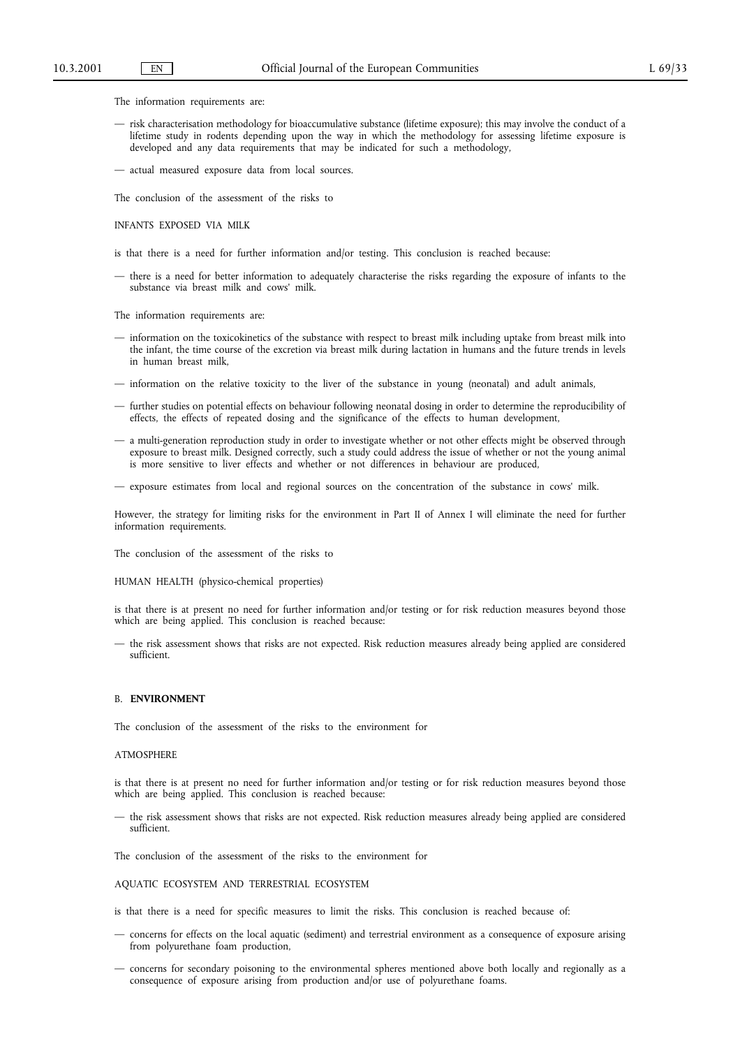The information requirements are:

— risk characterisation methodology for bioaccumulative substance (lifetime exposure); this may involve the conduct of a lifetime study in rodents depending upon the way in which the methodology for assessing lifetime exposure is developed and any data requirements that may be indicated for such a methodology,

— actual measured exposure data from local sources.

The conclusion of the assessment of the risks to

INFANTS EXPOSED VIA MILK

is that there is a need for further information and/or testing. This conclusion is reached because:

— there is a need for better information to adequately characterise the risks regarding the exposure of infants to the substance via breast milk and cows' milk.

The information requirements are:

— information on the toxicokinetics of the substance with respect to breast milk including uptake from breast milk into the infant, the time course of the excretion via breast milk during lactation in humans and the future trends in levels in human breast milk,

— information on the relative toxicity to the liver of the substance in young (neonatal) and adult animals,

— further studies on potential effects on behaviour following neonatal dosing in order to determine the reproducibility of effects, the effects of repeated dosing and the significance of the effects to human development,

— a multi-generation reproduction study in order to investigate whether or not other effects might be observed through exposure to breast milk. Designed correctly, such a study could address the issue of whether or not the young animal is more sensitive to liver effects and whether or not differences in behaviour are produced,

— exposure estimates from local and regional sources on the concentration of the substance in cows' milk.

However, the strategy for limiting risks for the environment in Part II of Annex I will eliminate the need for further information requirements.

The conclusion of the assessment of the risks to

HUMAN HEALTH (physico-chemical properties)

is that there is at present no need for further information and/or testing or for risk reduction measures beyond those which are being applied. This conclusion is reached because:

— the risk assessment shows that risks are not expected. Risk reduction measures already being applied are considered sufficient.

## B. **ENVIRONMENT**

The conclusion of the assessment of the risks to the environment for

ATMOSPHERE

is that there is at present no need for further information and/or testing or for risk reduction measures beyond those which are being applied. This conclusion is reached because:

— the risk assessment shows that risks are not expected. Risk reduction measures already being applied are considered sufficient.

The conclusion of the assessment of the risks to the environment for

AQUATIC ECOSYSTEM AND TERRESTRIAL ECOSYSTEM

is that there is a need for specific measures to limit the risks. This conclusion is reached because of:

— concerns for effects on the local aquatic (sediment) and terrestrial environment as a consequence of exposure arising from polyurethane foam production,

— concerns for secondary poisoning to the environmental spheres mentioned above both locally and regionally as a consequence of exposure arising from production and/or use of polyurethane foams.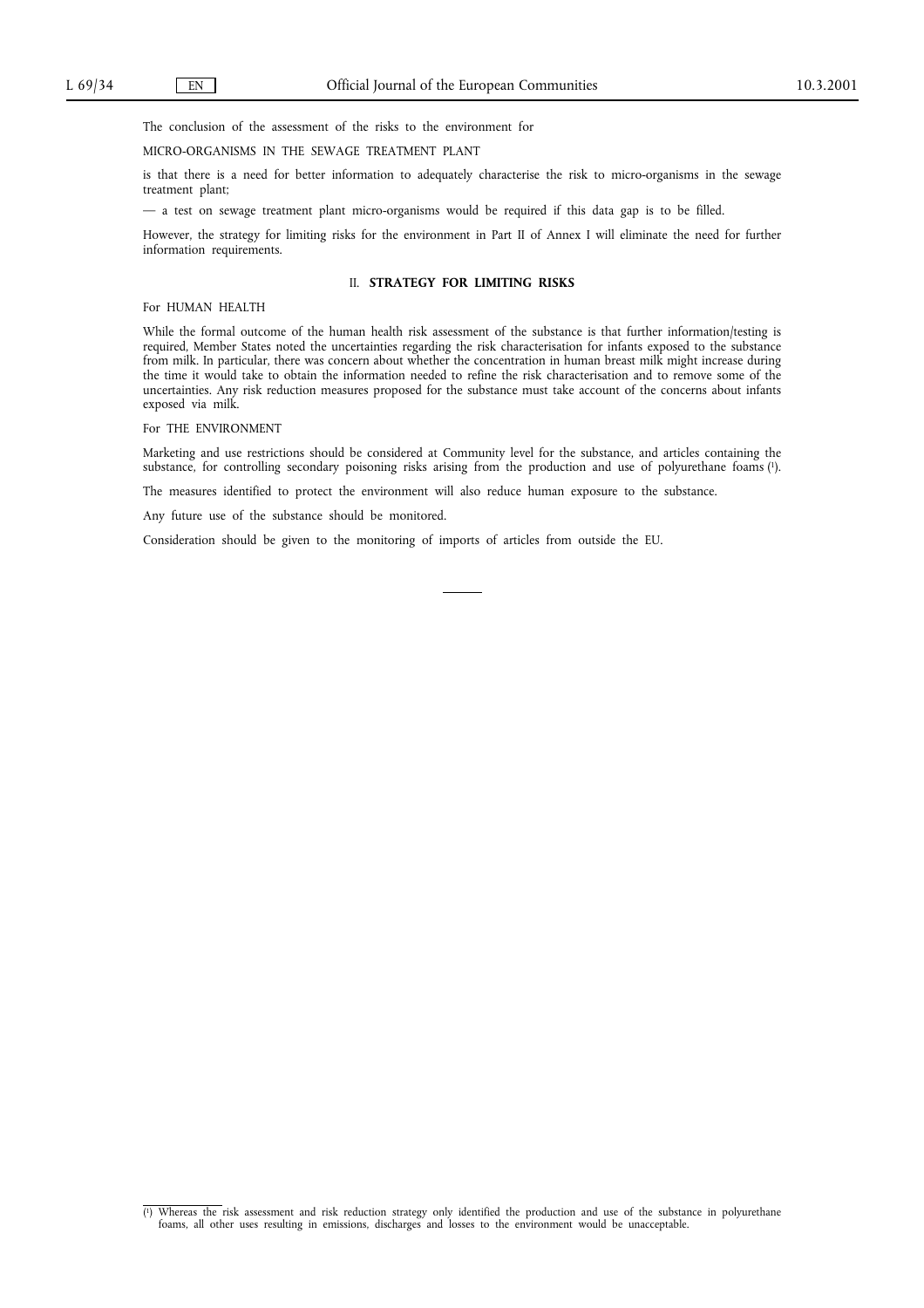The conclusion of the assessment of the risks to the environment for

MICRO-ORGANISMS IN THE SEWAGE TREATMENT PLANT

is that there is a need for better information to adequately characterise the risk to micro-organisms in the sewage treatment plant;

— a test on sewage treatment plant micro-organisms would be required if this data gap is to be filled.

However, the strategy for limiting risks for the environment in Part II of Annex I will eliminate the need for further information requirements.

## II. **STRATEGY FOR LIMITING RISKS**

For HUMAN HEALTH

While the formal outcome of the human health risk assessment of the substance is that further information/testing is required, Member States noted the uncertainties regarding the risk characterisation for infants exposed to the substance from milk. In particular, there was concern about whether the concentration in human breast milk might increase during the time it would take to obtain the information needed to refine the risk characterisation and to remove some of the uncertainties. Any risk reduction measures proposed for the substance must take account of the concerns about infants exposed via milk.

For THE ENVIRONMENT

Marketing and use restrictions should be considered at Community level for the substance, and articles containing the substance, for controlling secondary poisoning risks arising from the production and use of polyurethane foams [1].

The measures identified to protect the environment will also reduce human exposure to the substance.

Any future use of the substance should be monitored.

Consideration should be given to the monitoring of imports of articles from outside the EU.

---

[1] Whereas the risk assessment and risk reduction strategy only identified the production and use of the substance in polyurethane foams, all other uses resulting in emissions, discharges and losses to the environment would be unacceptable.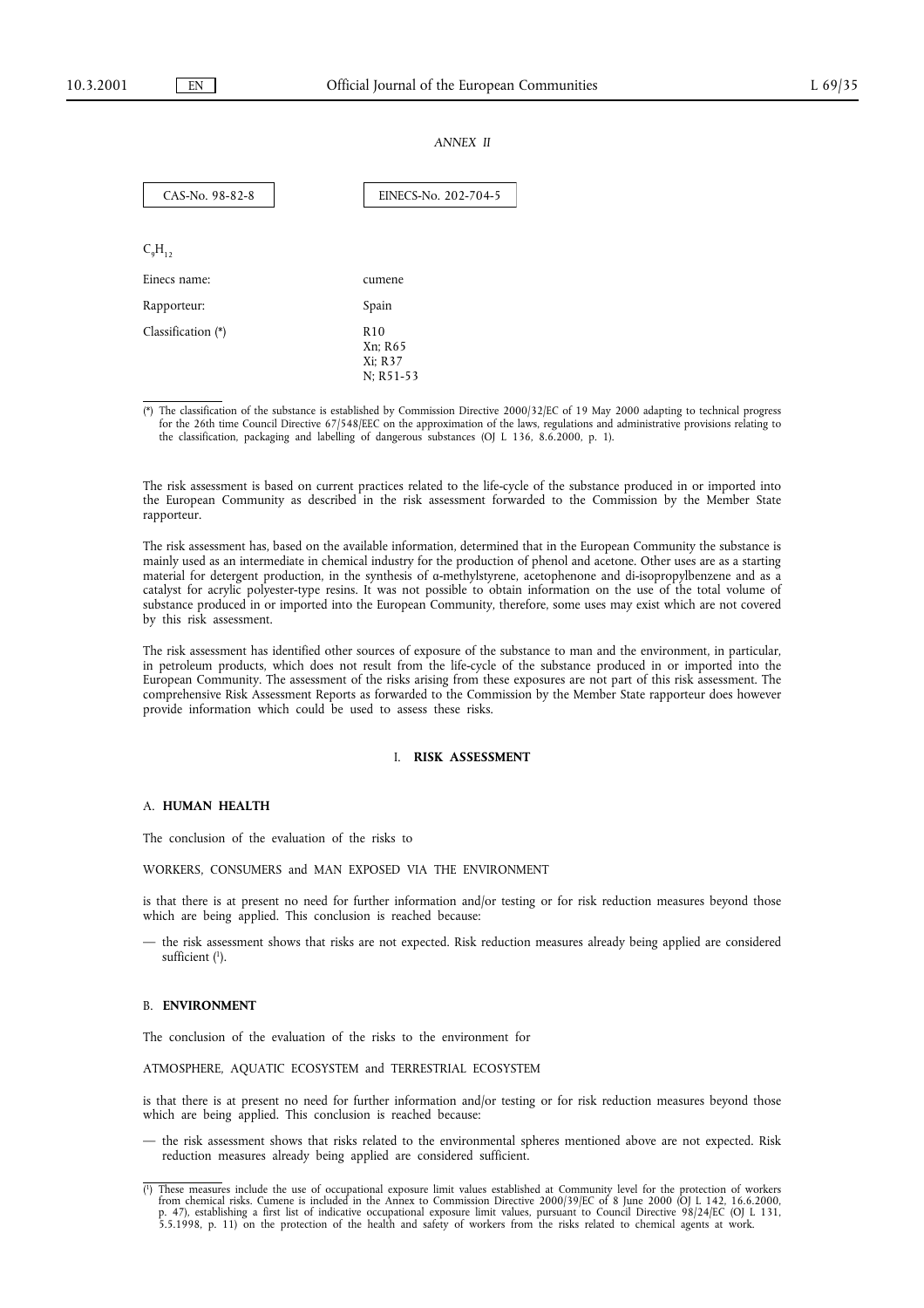*ANNEX II*

| CAS-No. 98-82-8 | EINECS-No. 202-704-5 |
|---|---|

$C_9H_{12}$

| | |
|---|---|
| Einecs name: | cumene |
| Rapporteur: | Spain |
| Classification (*) | R10<br>Xn; R65<br>Xi; R37<br>N; R51-53 |

(*) The classification of the substance is established by Commission Directive 2000/32/EC of 19 May 2000 adapting to technical progress for the 26th time Council Directive 67/548/EEC on the approximation of the laws, regulations and administrative provisions relating to the classification, packaging and labelling of dangerous substances (OJ L 136, 8.6.2000, p. 1).

The risk assessment is based on current practices related to the life-cycle of the substance produced in or imported into the European Community as described in the risk assessment forwarded to the Commission by the Member State rapporteur.

The risk assessment has, based on the available information, determined that in the European Community the substance is mainly used as an intermediate in chemical industry for the production of phenol and acetone. Other uses are as a starting material for detergent production, in the synthesis of α-methylstyrene, acetophenone and di-isopropylbenzene and as a catalyst for acrylic polyester-type resins. It was not possible to obtain information on the use of the total volume of substance produced in or imported into the European Community, therefore, some uses may exist which are not covered by this risk assessment.

The risk assessment has identified other sources of exposure of the substance to man and the environment, in particular, in petroleum products, which does not result from the life-cycle of the substance produced in or imported into the European Community. The assessment of the risks arising from these exposures are not part of this risk assessment. The comprehensive Risk Assessment Reports as forwarded to the Commission by the Member State rapporteur does however provide information which could be used to assess these risks.

## I. RISK ASSESSMENT

### A. HUMAN HEALTH

The conclusion of the evaluation of the risks to

WORKERS, CONSUMERS and MAN EXPOSED VIA THE ENVIRONMENT

is that there is at present no need for further information and/or testing or for risk reduction measures beyond those which are being applied. This conclusion is reached because:

— the risk assessment shows that risks are not expected. Risk reduction measures already being applied are considered sufficient [1].

### B. ENVIRONMENT

The conclusion of the evaluation of the risks to the environment for

ATMOSPHERE, AQUATIC ECOSYSTEM and TERRESTRIAL ECOSYSTEM

is that there is at present no need for further information and/or testing or for risk reduction measures beyond those which are being applied. This conclusion is reached because:

— the risk assessment shows that risks related to the environmental spheres mentioned above are not expected. Risk reduction measures already being applied are considered sufficient.

[1] These measures include the use of occupational exposure limit values established at Community level for the protection of workers from chemical risks. Cumene is included in the Annex to Commission Directive 2000/39/EC of 8 June 2000 (OJ L 142, 16.6.2000, p. 47), establishing a first list of indicative occupational exposure limit values, pursuant to Council Directive 98/24/EC (OJ L 131, 5.5.1998, p. 11) on the protection of the health and safety of workers from the risks related to chemical agents at work.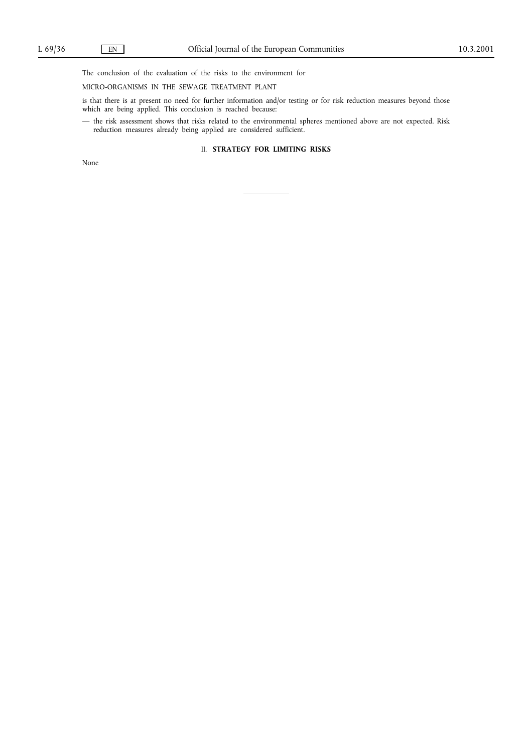The conclusion of the evaluation of the risks to the environment for

MICRO-ORGANISMS IN THE SEWAGE TREATMENT PLANT

is that there is at present no need for further information and/or testing or for risk reduction measures beyond those which are being applied. This conclusion is reached because:

— the risk assessment shows that risks related to the environmental spheres mentioned above are not expected. Risk reduction measures already being applied are considered sufficient.

## II. **STRATEGY FOR LIMITING RISKS**

None